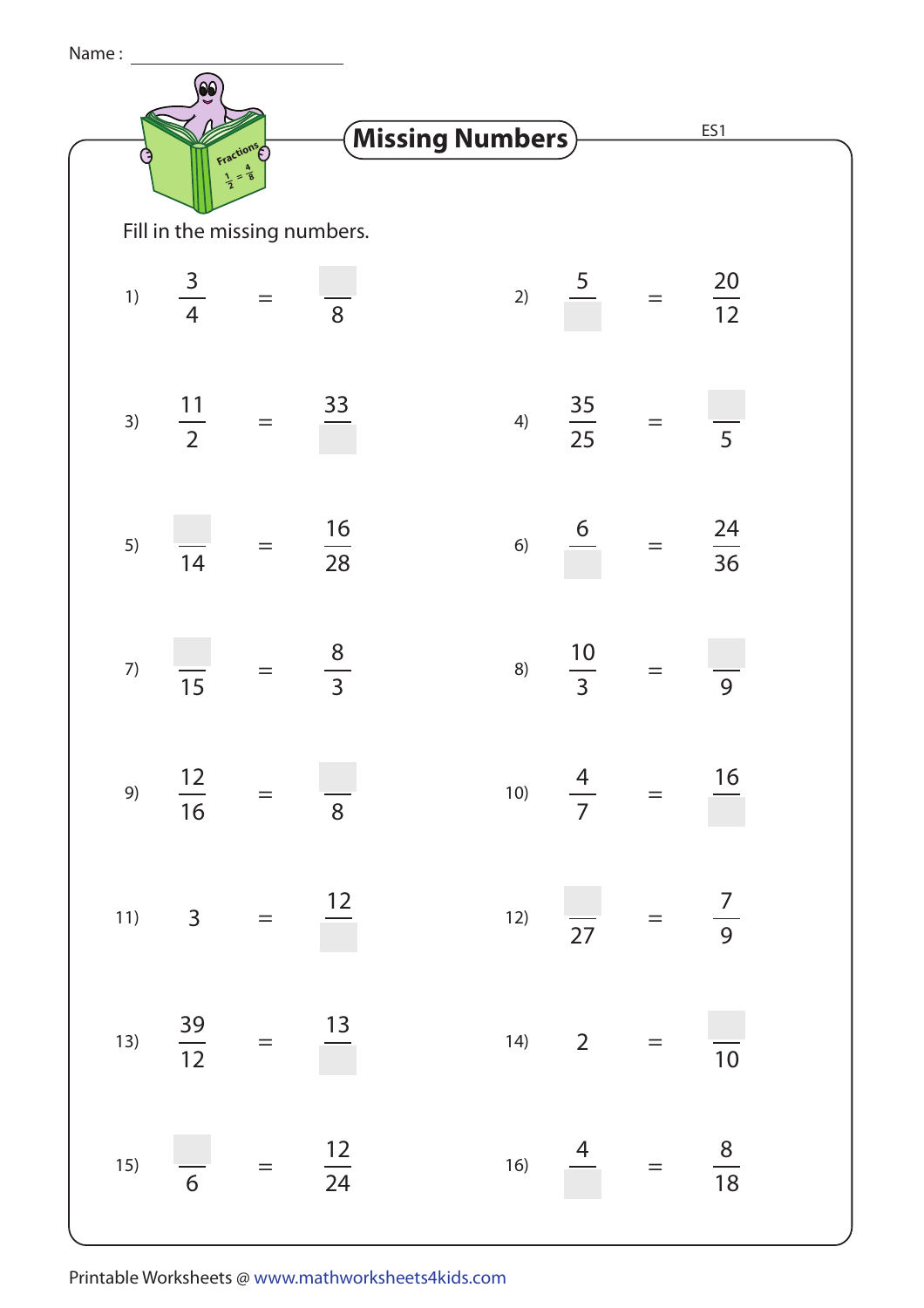Name : ____________________

# Missing Numbers

ES1

Fill in the missing numbers.

1) $\frac{3}{4} = \frac{\square}{8}$

2) $\frac{5}{\square} = \frac{20}{12}$

3) $\frac{11}{2} = \frac{33}{\square}$

4) $\frac{35}{25} = \frac{\square}{5}$

5) $\frac{\square}{14} = \frac{16}{28}$

6) $\frac{6}{\square} = \frac{24}{36}$

7) $\frac{\square}{15} = \frac{8}{3}$

8) $\frac{10}{3} = \frac{\square}{9}$

9) $\frac{12}{16} = \frac{\square}{8}$

10) $\frac{4}{7} = \frac{16}{\square}$

11) $3 = \frac{12}{\square}$

12) $\frac{\square}{27} = \frac{7}{9}$

13) $\frac{39}{12} = \frac{13}{\square}$

14) $2 = \frac{\square}{10}$

15) $\frac{\square}{6} = \frac{12}{24}$

16) $\frac{4}{\square} = \frac{8}{18}$

Printable Worksheets @ www.mathworksheets4kids.com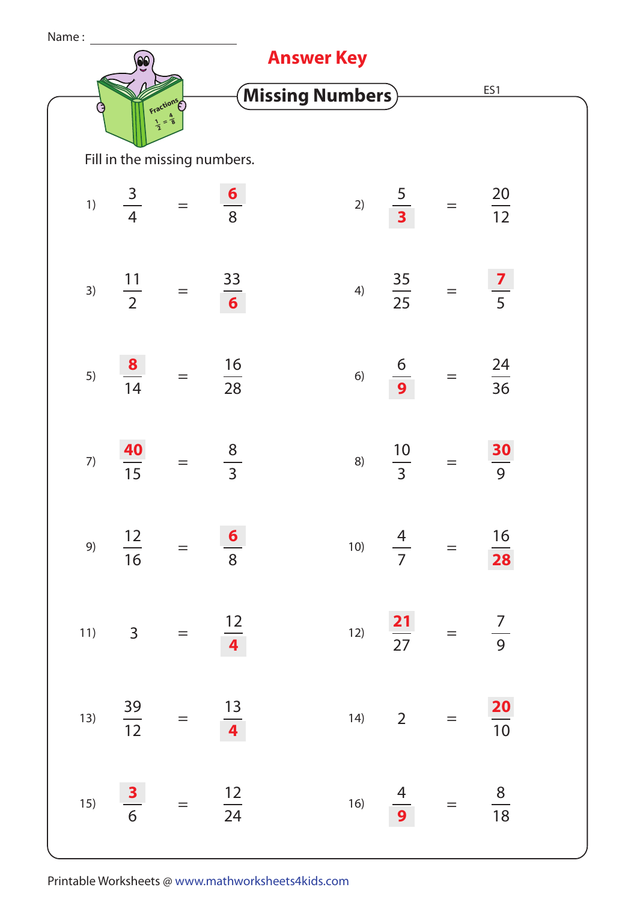Name : ____________________

# Answer Key

## Missing Numbers

ES1

Fill in the missing numbers.

1) $\frac{3}{4} = \frac{\mathbf{6}}{8}$

2) $\frac{5}{\mathbf{3}} = \frac{20}{12}$

3) $\frac{11}{2} = \frac{33}{\mathbf{6}}$

4) $\frac{35}{25} = \frac{\mathbf{7}}{5}$

5) $\frac{\mathbf{8}}{14} = \frac{16}{28}$

6) $\frac{6}{\mathbf{9}} = \frac{24}{36}$

7) $\frac{\mathbf{40}}{15} = \frac{8}{3}$

8) $\frac{10}{3} = \frac{\mathbf{30}}{9}$

9) $\frac{12}{16} = \frac{\mathbf{6}}{8}$

10) $\frac{4}{7} = \frac{16}{\mathbf{28}}$

11) $3 = \frac{12}{\mathbf{4}}$

12) $\frac{\mathbf{21}}{27} = \frac{7}{9}$

13) $\frac{39}{12} = \frac{13}{\mathbf{4}}$

14) $2 = \frac{\mathbf{20}}{10}$

15) $\frac{\mathbf{3}}{6} = \frac{12}{24}$

16) $\frac{4}{\mathbf{9}} = \frac{8}{18}$

Printable Worksheets @ www.mathworksheets4kids.com